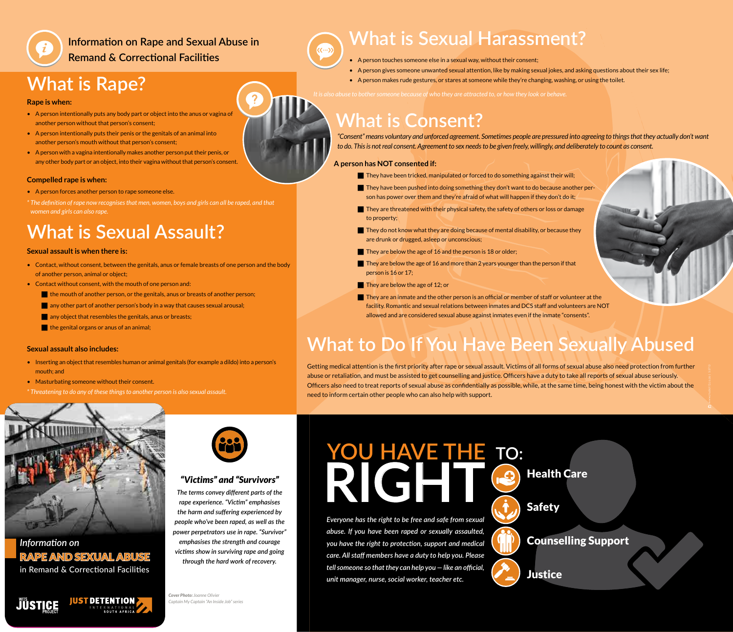Information on Rape and Sexual Abuse in Remand & Correctional Facilities

# What is Rape?

**Rape is when:**

- A person intentionally puts any body part or object into the anus or vagina of another person without that person's consent;
- A person intentionally puts their penis or the genitals of an animal into another person's mouth without that person's consent;
- A person with a vagina intentionally makes another person put their penis, or any other body part or an object, into their vagina without that person's consent.

**Compelled rape is when:**

- A person forces another person to rape someone else.

*\* The definition of rape now recognises that men, women, boys and girls can all be raped, and that women and girls can also rape.*

# What is Sexual Assault?

**Sexual assault is when there is:**

- Contact, without consent, between the genitals, anus or female breasts of one person and the body of another person, animal or object;
- Contact without consent, with the mouth of one person and:
  - the mouth of another person, or the genitals, anus or breasts of another person;
  - any other part of another person's body in a way that causes sexual arousal;
  - any object that resembles the genitals, anus or breasts;
  - the genital organs or anus of an animal;

**Sexual assault also includes:**

- Inserting an object that resembles human or animal genitals (for example a dildo) into a person's mouth; and
- Masturbating someone without their consent.

*\* Threatening to do any of these things to another person is also sexual assault.*

# What is Sexual Harassment?

- A person touches someone else in a sexual way, without their consent;
- A person gives someone unwanted sexual attention, like by making sexual jokes, and asking questions about their sex life;
- A person makes rude gestures, or stares at someone while they're changing, washing, or using the toilet.

*It is also abuse to bother someone because of who they are attracted to, or how they look or behave.*

# What is Consent?

*"Consent" means voluntary and unforced agreement. Sometimes people are pressured into agreeing to things that they actually don't want to do. This is not real consent. Agreement to sex needs to be given freely, willingly, and deliberately to count as consent.*

**A person has NOT consented if:**

- They have been tricked, manipulated or forced to do something against their will;
- They have been pushed into doing something they don't want to do because another person has power over them and they're afraid of what will happen if they don't do it;
- They are threatened with their physical safety, the safety of others or loss or damage to property;
- They do not know what they are doing because of mental disability, or because they are drunk or drugged, asleep or unconscious;
- They are below the age of 16 and the person is 18 or older;
- They are below the age of 16 and more than 2 years younger than the person if that person is 16 or 17;
- They are below the age of 12; or
- They are an inmate and the other person is an official or member of staff or volunteer at the facility. Romantic and sexual relations between inmates and DCS staff and volunteers are NOT allowed and are considered sexual abuse against inmates even if the inmate "consents".

# What to Do If You Have Been Sexually Abused

Getting medical attention is the first priority after rape or sexual assault. Victims of all forms of sexual abuse also need protection from further abuse or retaliation, and must be assisted to get counselling and justice. Officers have a duty to take all reports of sexual abuse seriously. Officers also need to treat reports of sexual abuse as confidentially as possible, while, at the same time, being honest with the victim about the need to inform certain other people who can also help with support.

## Information on RAPE AND SEXUAL ABUSE in Remand & Correctional Facilities

WITS JUSTICE PROJECT — JUST DETENTION INTERNATIONAL SOUTH AFRICA

### "Victims" and "Survivors"

*The terms convey different parts of the rape experience. "Victim" emphasises the harm and suffering experienced by people who've been raped, as well as the power perpetrators use in rape. "Survivor" emphasises the strength and courage victims show in surviving rape and going through the hard work of recovery.*

***Cover Photo:** Joanne Ollivier*
*Captain My Captain "An Inside Job" series*

# YOU HAVE THE RIGHT TO:

- **Health Care**
- **Safety**
- **Counselling Support**
- **Justice**

*Everyone has the right to be free and safe from sexual abuse. If you have been raped or sexually assaulted, you have the right to protection, support and medical care. All staff members have a duty to help you. Please tell someone so that they can help you – like an official, unit manager, nurse, social worker, teacher etc.*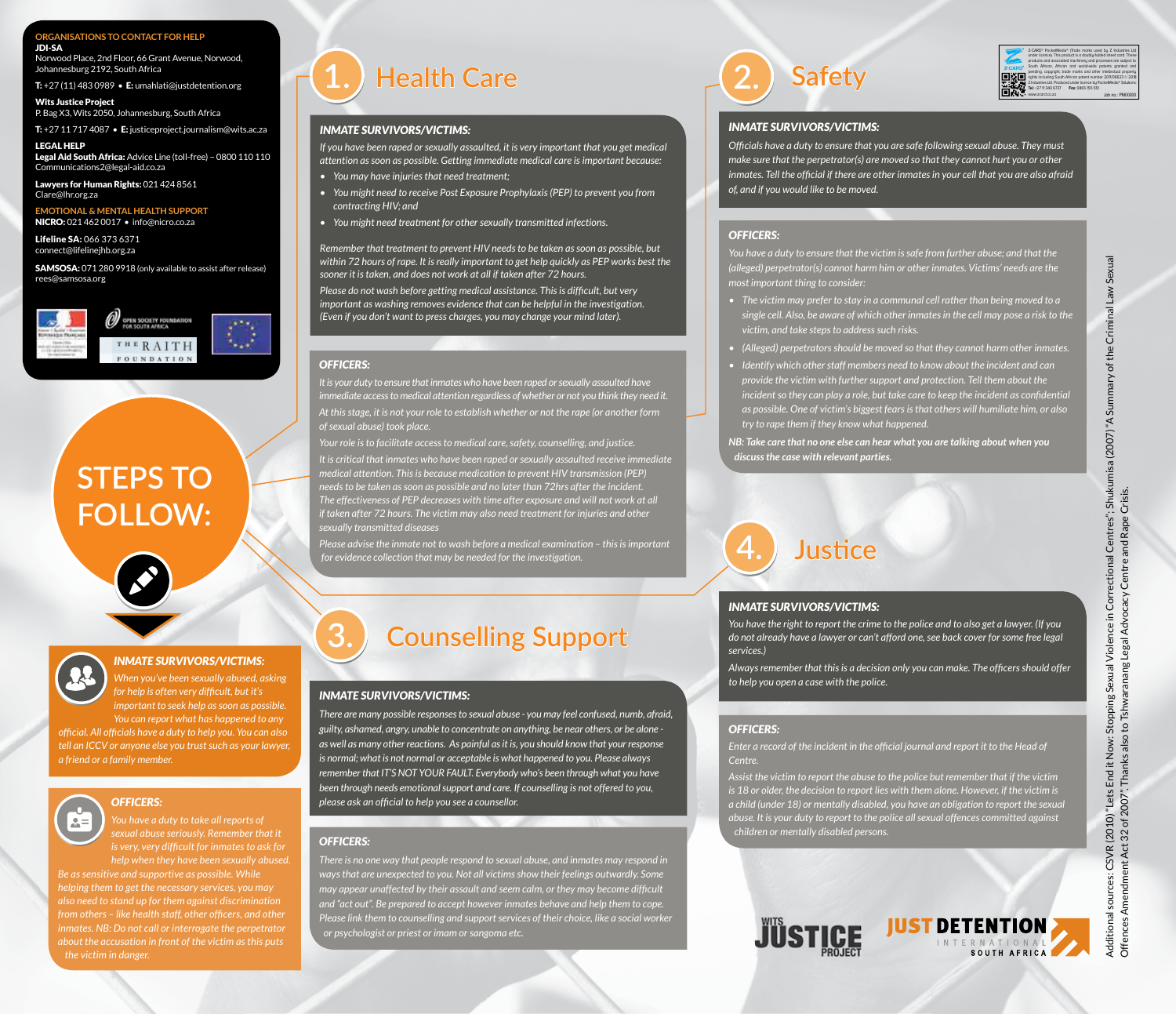## ORGANISATIONS TO CONTACT FOR HELP

**JDI-SA**
Norwood Place, 2nd Floor, 66 Grant Avenue, Norwood, Johannesburg 2192, South Africa

**T:** +27 (11) 483 0989 • **E:** umahlati@justdetention.org

**Wits Justice Project**
P. Bag X3, Wits 2050, Johannesburg, South Africa

**T:** +27 11 717 4087 • **E:** justiceproject.journalism@wits.ac.za

**LEGAL HELP**
**Legal Aid South Africa:** Advice Line (toll-free) – 0800 110 110
Communications2@legal-aid.co.za

**Lawyers for Human Rights:** 021 424 8561
Clare@lhr.org.za

**EMOTIONAL & MENTAL HEALTH SUPPORT**
**NICRO:** 021 462 0017 • info@nicro.co.za

**Lifeline SA:** 066 373 6371
connect@lifelinejhb.org.za

**SAMSOSA:** 071 280 9918 (only available to assist after release)
rees@samsosa.org

OPEN SOCIETY FOUNDATION FOR SOUTH AFRICA
THE RAITH FOUNDATION

# STEPS TO FOLLOW:

***INMATE SURVIVORS/VICTIMS:***

*When you've been sexually abused, asking for help is often very difficult, but it's important to seek help as soon as possible. You can report what has happened to any official. All officials have a duty to help you. You can also tell an ICCV or anyone else you trust such as your lawyer, a friend or a family member.*

***OFFICERS:***

*You have a duty to take all reports of sexual abuse seriously. Remember that it is very, very difficult for inmates to ask for help when they have been sexually abused. Be as sensitive and supportive as possible. While helping them to get the necessary services, you may also need to stand up for them against discrimination from others – like health staff, other officers, and other inmates. NB: Do not call or interrogate the perpetrator about the accusation in front of the victim as this puts the victim in danger.*

## 1. Health Care

***INMATE SURVIVORS/VICTIMS:***

*If you have been raped or sexually assaulted, it is very important that you get medical attention as soon as possible. Getting immediate medical care is important because:*

- *You may have injuries that need treatment;*
- *You might need to receive Post Exposure Prophylaxis (PEP) to prevent you from contracting HIV; and*
- *You might need treatment for other sexually transmitted infections.*

*Remember that treatment to prevent HIV needs to be taken as soon as possible, but within 72 hours of rape. It is really important to get help quickly as PEP works best the sooner it is taken, and does not work at all if taken after 72 hours.*

*Please do not wash before getting medical assistance. This is difficult, but very important as washing removes evidence that can be helpful in the investigation. (Even if you don't want to press charges, you may change your mind later).*

***OFFICERS:***

*It is your duty to ensure that inmates who have been raped or sexually assaulted have immediate access to medical attention regardless of whether or not you think they need it.*

*At this stage, it is not your role to establish whether or not the rape (or another form of sexual abuse) took place.*

*Your role is to facilitate access to medical care, safety, counselling, and justice.*

*It is critical that inmates who have been raped or sexually assaulted receive immediate medical attention. This is because medication to prevent HIV transmission (PEP) needs to be taken as soon as possible and no later than 72hrs after the incident. The effectiveness of PEP decreases with time after exposure and will not work at all if taken after 72 hours. The victim may also need treatment for injuries and other sexually transmitted diseases*

*Please advise the inmate not to wash before a medical examination – this is important for evidence collection that may be needed for the investigation.*

## 2. Safety

***INMATE SURVIVORS/VICTIMS:***

*Officials have a duty to ensure that you are safe following sexual abuse. They must make sure that the perpetrator(s) are moved so that they cannot hurt you or other inmates. Tell the official if there are other inmates in your cell that you are also afraid of, and if you would like to be moved.*

***OFFICERS:***

*You have a duty to ensure that the victim is safe from further abuse; and that the (alleged) perpetrator(s) cannot harm him or other inmates. Victims' needs are the most important thing to consider:*

- *The victim may prefer to stay in a communal cell rather than being moved to a single cell. Also, be aware of which other inmates in the cell may pose a risk to the victim, and take steps to address such risks.*
- *(Alleged) perpetrators should be moved so that they cannot harm other inmates.*
- *Identify which other staff members need to know about the incident and can provide the victim with further support and protection. Tell them about the incident so they can play a role, but take care to keep the incident as confidential as possible. One of victim's biggest fears is that others will humiliate him, or also try to rape them if they know what happened.*

***NB: Take care that no one else can hear what you are talking about when you discuss the case with relevant parties.***

## 3. Counselling Support

***INMATE SURVIVORS/VICTIMS:***

*There are many possible responses to sexual abuse - you may feel confused, numb, afraid, guilty, ashamed, angry, unable to concentrate on anything, be near others, or be alone - as well as many other reactions. As painful as it is, you should know that your response is normal; what is not normal or acceptable is what happened to you. Please always remember that IT'S NOT YOUR FAULT. Everybody who's been through what you have been through needs emotional support and care. If counselling is not offered to you, please ask an official to help you see a counsellor.*

***OFFICERS:***

*There is no one way that people respond to sexual abuse, and inmates may respond in ways that are unexpected to you. Not all victims show their feelings outwardly. Some may appear unaffected by their assault and seem calm, or they may become difficult and "act out". Be prepared to accept however inmates behave and help them to cope. Please link them to counselling and support services of their choice, like a social worker or psychologist or priest or imam or sangoma etc.*

## 4. Justice

***INMATE SURVIVORS/VICTIMS:***

*You have the right to report the crime to the police and to also get a lawyer. (If you do not already have a lawyer or can't afford one, see back cover for some free legal services.)*

*Always remember that this is a decision only you can make. The officers should offer to help you open a case with the police.*

***OFFICERS:***

*Enter a record of the incident in the official journal and report it to the Head of Centre.*

*Assist the victim to report the abuse to the police but remember that if the victim is 18 or older, the decision to report lies with them alone. However, if the victim is a child (under 18) or mentally disabled, you have an obligation to report the sexual abuse. It is your duty to report to the police all sexual offences committed against children or mentally disabled persons.*

Additional sources: CSVR (2010) "Lets End it Now: Stopping Sexual Violence in Correctional Centres"; Shukumisa (2007) "A Summary of the Criminal Law Sexual Offences Amendment Act 32 of 2007". Thanks also to Tshwaranang Legal Advocacy Centre and Rape Crisis.

WITS JUSTICE PROJECT

JUST DETENTION INTERNATIONAL SOUTH AFRICA